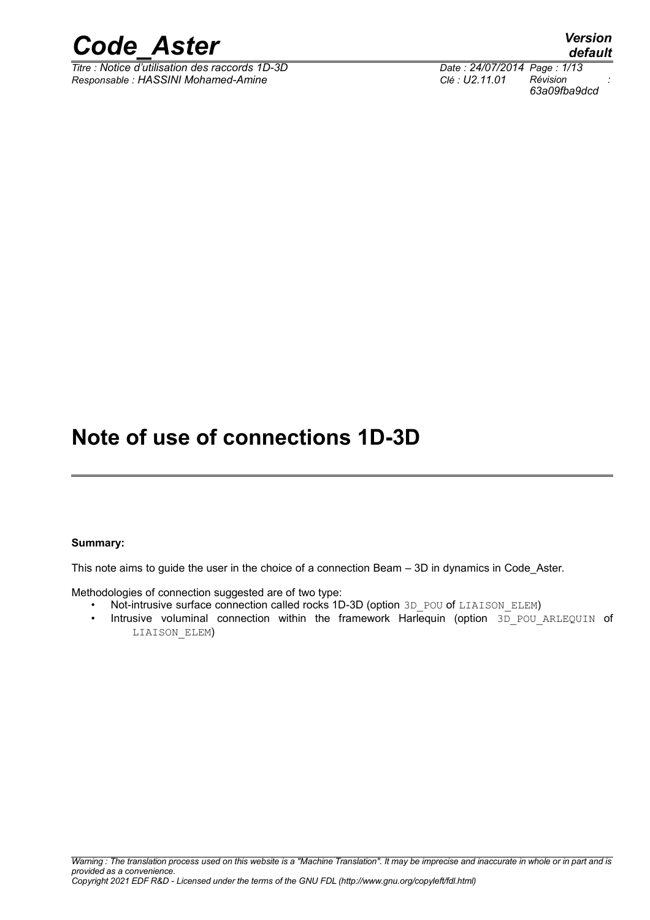# Note of use of connections 1D-3D

**Summary:**

This note aims to guide the user in the choice of a connection Beam – 3D in dynamics in Code_Aster.

Methodologies of connection suggested are of two type:

- Not-intrusive surface connection called rocks 1D-3D (option 3D_POU of LIAISON_ELEM)
- Intrusive voluminal connection within the framework Harlequin (option 3D_POU_ARLEQUIN of LIAISON_ELEM)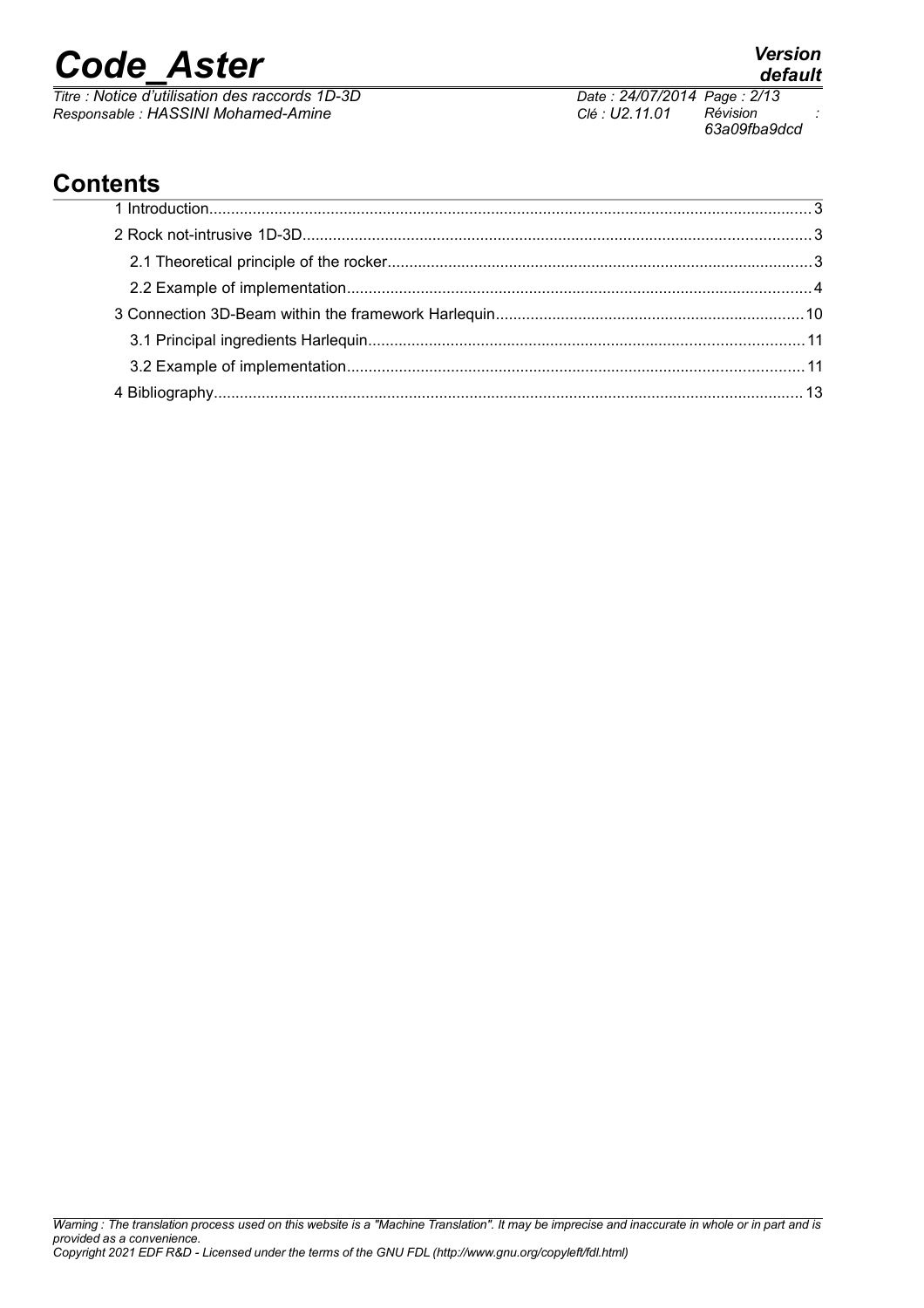## Contents

1 Introduction........................................................................................................................................3

2 Rock not-intrusive 1D-3D...................................................................................................................3

2.1 Theoretical principle of the rocker.................................................................................................3

2.2 Example of implementation..........................................................................................................4

3 Connection 3D-Beam within the framework Harlequin......................................................................10

3.1 Principal ingredients Harlequin...................................................................................................11

3.2 Example of implementation........................................................................................................11

4 Bibliography.....................................................................................................................................13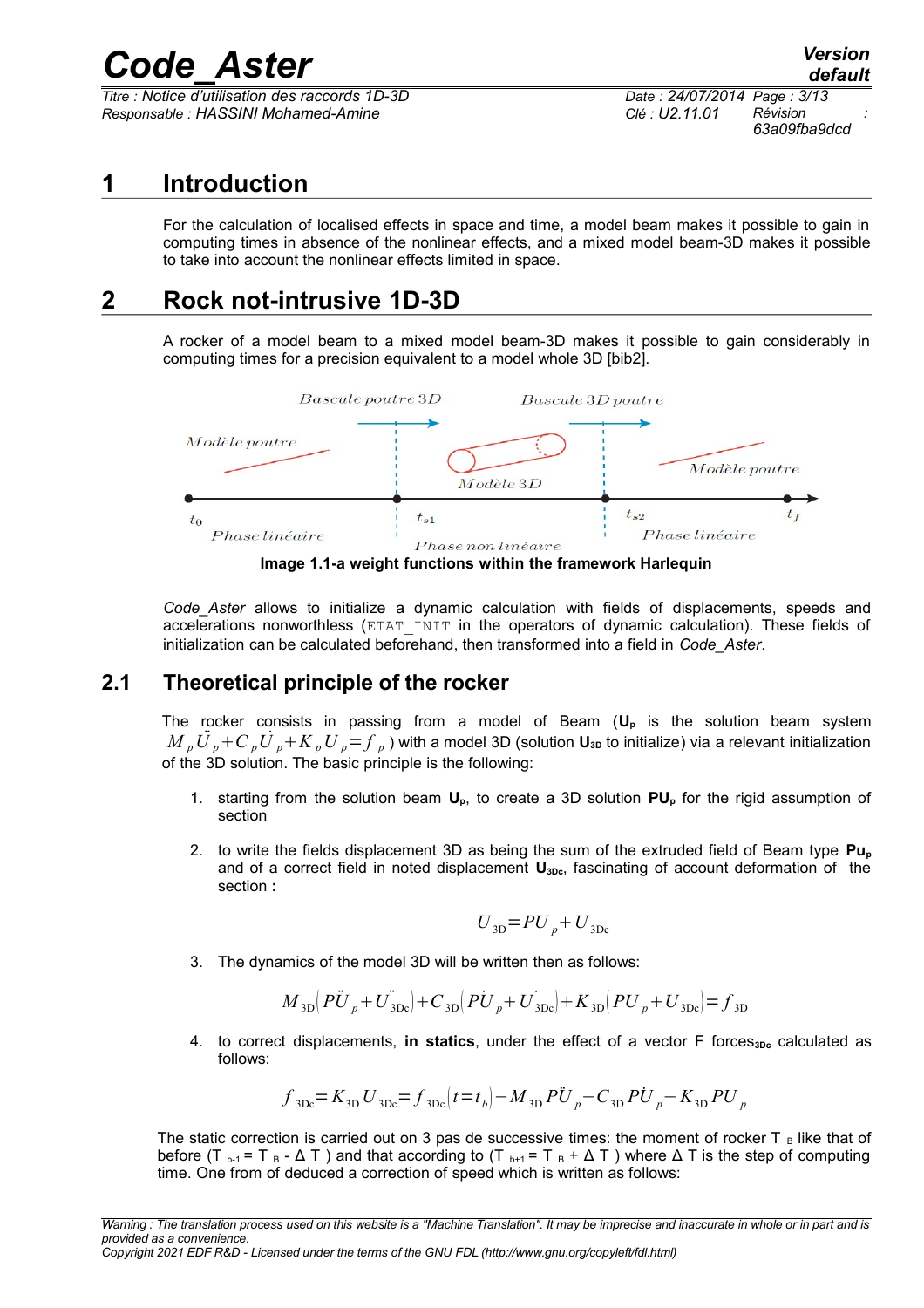# 1 Introduction

For the calculation of localised effects in space and time, a model beam makes it possible to gain in computing times in absence of the nonlinear effects, and a mixed model beam-3D makes it possible to take into account the nonlinear effects limited in space.

# 2 Rock not-intrusive 1D-3D

A rocker of a model beam to a mixed model beam-3D makes it possible to gain considerably in computing times for a precision equivalent to a model whole 3D [bib2].

Bascule poutre 3D — Bascule 3D poutre

Modèle poutre — Modèle 3D — Modèle poutre

$t_0$ — $t_{s1}$ — $t_{s2}$ — $t_f$

Phase linéaire — Phase non linéaire — Phase linéaire

**Image 1.1-a weight functions within the framework Harlequin**

*Code_Aster* allows to initialize a dynamic calculation with fields of displacements, speeds and accelerations nonworthless (ETAT_INIT in the operators of dynamic calculation). These fields of initialization can be calculated beforehand, then transformed into a field in *Code_Aster*.

## 2.1 Theoretical principle of the rocker

The rocker consists in passing from a model of Beam (**$U_p$** is the solution beam system $M_p \ddot{U}_p + C_p \dot{U}_p + K_p U_p = f_p$ ) with a model 3D (solution **$U_{3D}$** to initialize) via a relevant initialization of the 3D solution. The basic principle is the following:

1. starting from the solution beam **$U_p$**, to create a 3D solution **$PU_p$** for the rigid assumption of section
2. to write the fields displacement 3D as being the sum of the extruded field of Beam type **$Pu_p$** and of a correct field in noted displacement **$U_{3Dc}$**, fascinating of account deformation of the section **:**

$$U_{3D} = PU_p + U_{3Dc}$$

3. The dynamics of the model 3D will be written then as follows:

$$M_{3D}\left(P\ddot{U}_p + \ddot{U}_{3Dc}\right) + C_{3D}\left(P\dot{U}_p + \dot{U}_{3Dc}\right) + K_{3D}\left(PU_p + U_{3Dc}\right) = f_{3D}$$

4. to correct displacements, **in statics**, under the effect of a vector F forces$_{3Dc}$ calculated as follows:

$$f_{3Dc} = K_{3D} U_{3Dc} = f_{3Dc}(t = t_b) - M_{3D} P\ddot{U}_p - C_{3D} P\dot{U}_p - K_{3D} PU_p$$

The static correction is carried out on 3 pas de successive times: the moment of rocker $T_B$ like that of before ($T_{b-1} = T_B - \Delta T$ ) and that according to ($T_{b+1} = T_B + \Delta T$ ) where $\Delta T$ is the step of computing time. One from of deduced a correction of speed which is written as follows: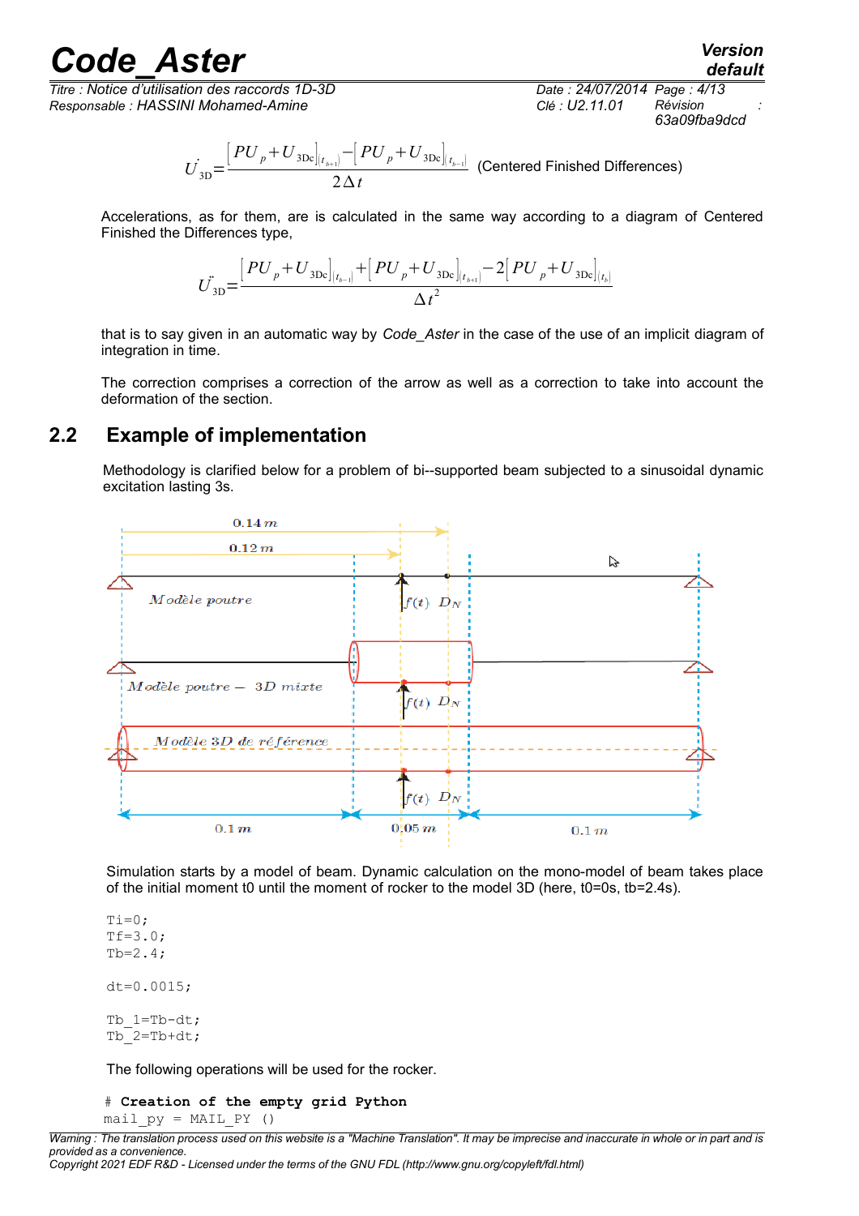$$\dot{U}_{3D} = \frac{\left[PU_p + U_{3Dc}\right]_{(t_{b+1})} - \left[PU_p + U_{3Dc}\right]_{(t_{b-1})}}{2\Delta t}$$ (Centered Finished Differences)

Accelerations, as for them, are is calculated in the same way according to a diagram of Centered Finished the Differences type,

$$\ddot{U}_{3D} = \frac{\left[PU_p + U_{3Dc}\right]_{(t_{b-1})} + \left[PU_p + U_{3Dc}\right]_{(t_{b+1})} - 2\left[PU_p + U_{3Dc}\right]_{(t_b)}}{\Delta t^2}$$

that is to say given in an automatic way by *Code_Aster* in the case of the use of an implicit diagram of integration in time.

The correction comprises a correction of the arrow as well as a correction to take into account the deformation of the section.

## 2.2 Example of implementation

Methodology is clarified below for a problem of bi--supported beam subjected to a sinusoidal dynamic excitation lasting 3s.

Simulation starts by a model of beam. Dynamic calculation on the mono-model of beam takes place of the initial moment t0 until the moment of rocker to the model 3D (here, t0=0s, tb=2.4s).

```
Ti=0;
Tf=3.0;
Tb=2.4;

dt=0.0015;

Tb_1=Tb-dt;
Tb_2=Tb+dt;
```

The following operations will be used for the rocker.

```
# Creation of the empty grid Python
mail_py = MAIL_PY ()
```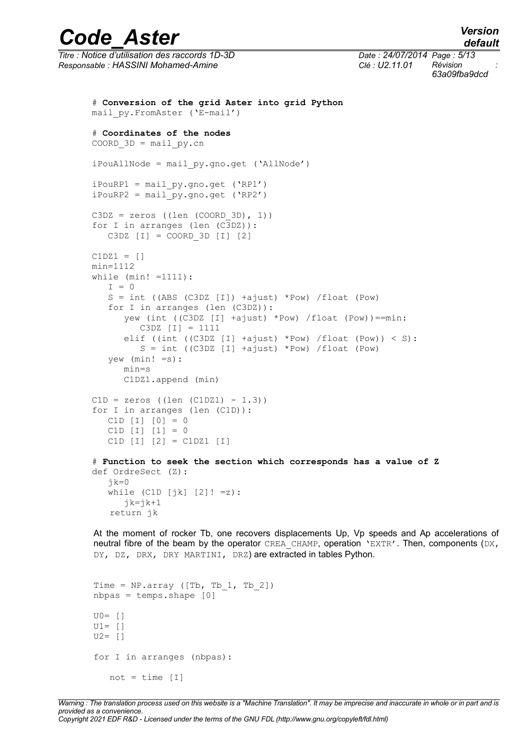```
# Conversion of the grid Aster into grid Python
mail_py.FromAster ('E-mail')

# Coordinates of the nodes
COORD_3D = mail_py.cn

iPouAllNode = mail_py.gno.get ('AllNode')

iPouRP1 = mail_py.gno.get ('RP1')
iPouRP2 = mail_py.gno.get ('RP2')

C3DZ = zeros ((len (COORD_3D), 1))
for I in arranges (len (C3DZ)):
   C3DZ [I] = COORD_3D [I] [2]

C1DZ1 = []
min=1112
while (min! =1111):
   I = 0
   S = int ((ABS (C3DZ [I]) +ajust) *Pow) /float (Pow)
   for I in arranges (len (C3DZ)):
      yew (int ((C3DZ [I] +ajust) *Pow) /float (Pow))==min:
         C3DZ [I] = 1111
      elif ((int ((C3DZ [I] +ajust) *Pow) /float (Pow)) < S):
         S = int ((C3DZ [I] +ajust) *Pow) /float (Pow)
   yew (min! =s):
      min=s
      C1DZ1.append (min)

C1D = zeros ((len (C1DZ1) - 1.3))
for I in arranges (len (C1D)):
   C1D [I] [0] = 0
   C1D [I] [1] = 0
   C1D [I] [2] = C1DZ1 [I]

# Function to seek the section which corresponds has a value of Z
def OrdreSect (Z):
   jk=0
   while (C1D [jk] [2]! =z):
      jk=jk+1
   return jk
```

At the moment of rocker Tb, one recovers displacements Up, Vp speeds and Ap accelerations of neutral fibre of the beam by the operator `CREA_CHAMP`, operation `'EXTR'`. Then, components (`DX, DY, DZ, DRX, DRY MARTINI, DRZ`) are extracted in tables Python.

```
Time = NP.array ([Tb, Tb_1, Tb_2])
nbpas = temps.shape [0]

U0= []
U1= []
U2= []

for I in arranges (nbpas):

   not = time [I]
```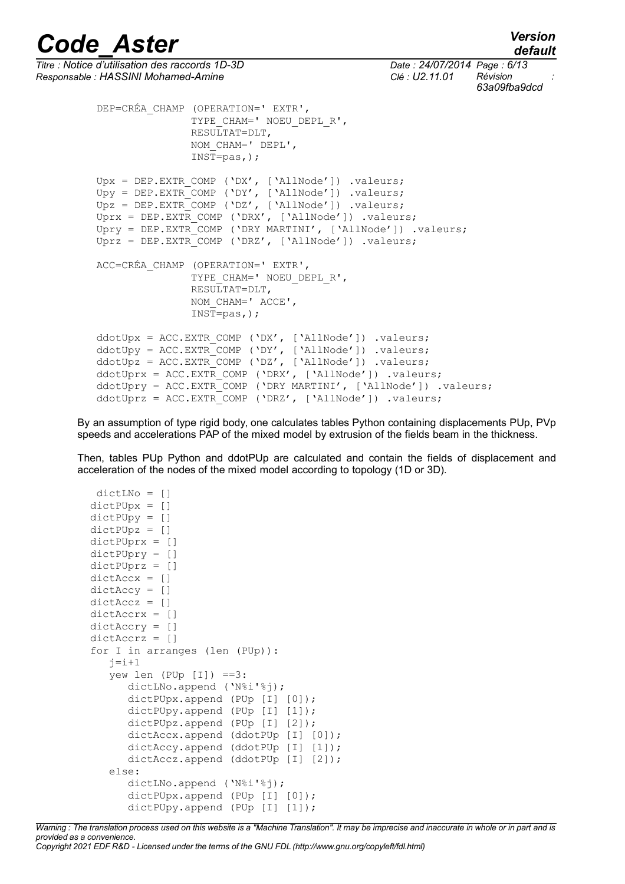```
DEP=CRÉA_CHAMP (OPERATION=' EXTR',
                TYPE_CHAM=' NOEU_DEPL_R',
                RESULTAT=DLT,
                NOM_CHAM=' DEPL',
                INST=pas,);

Upx = DEP.EXTR_COMP ('DX', ['AllNode']) .valeurs;
Upy = DEP.EXTR_COMP ('DY', ['AllNode']) .valeurs;
Upz = DEP.EXTR_COMP ('DZ', ['AllNode']) .valeurs;
Uprx = DEP.EXTR_COMP ('DRX', ['AllNode']) .valeurs;
Upry = DEP.EXTR_COMP ('DRY MARTINI', ['AllNode']) .valeurs;
Uprz = DEP.EXTR_COMP ('DRZ', ['AllNode']) .valeurs;

ACC=CRÉA_CHAMP (OPERATION=' EXTR',
                TYPE_CHAM=' NOEU_DEPL_R',
                RESULTAT=DLT,
                NOM_CHAM=' ACCE',
                INST=pas,);

ddotUpx = ACC.EXTR_COMP ('DX', ['AllNode']) .valeurs;
ddotUpy = ACC.EXTR_COMP ('DY', ['AllNode']) .valeurs;
ddotUpz = ACC.EXTR_COMP ('DZ', ['AllNode']) .valeurs;
ddotUprx = ACC.EXTR_COMP ('DRX', ['AllNode']) .valeurs;
ddotUpry = ACC.EXTR_COMP ('DRY MARTINI', ['AllNode']) .valeurs;
ddotUprz = ACC.EXTR_COMP ('DRZ', ['AllNode']) .valeurs;
```

By an assumption of type rigid body, one calculates tables Python containing displacements PUp, PVp speeds and accelerations PAP of the mixed model by extrusion of the fields beam in the thickness.

Then, tables PUp Python and ddotPUp are calculated and contain the fields of displacement and acceleration of the nodes of the mixed model according to topology (1D or 3D).

```
 dictLNo = []
dictPUpx = []
dictPUpy = []
dictPUpz = []
dictPUprx = []
dictPUpry = []
dictPUprz = []
dictAccx = []
dictAccy = []
dictAccz = []
dictAccrx = []
dictAccry = []
dictAccrz = []
for I in arranges (len (PUp)):
   j=i+1
   yew len (PUp [I]) ==3:
      dictLNo.append ('N%i'%j);
      dictPUpx.append (PUp [I] [0]);
      dictPUpy.append (PUp [I] [1]);
      dictPUpz.append (PUp [I] [2]);
      dictAccx.append (ddotPUp [I] [0]);
      dictAccy.append (ddotPUp [I] [1]);
      dictAccz.append (ddotPUp [I] [2]);
   else:
      dictLNo.append ('N%i'%j);
      dictPUpx.append (PUp [I] [0]);
      dictPUpy.append (PUp [I] [1]);
```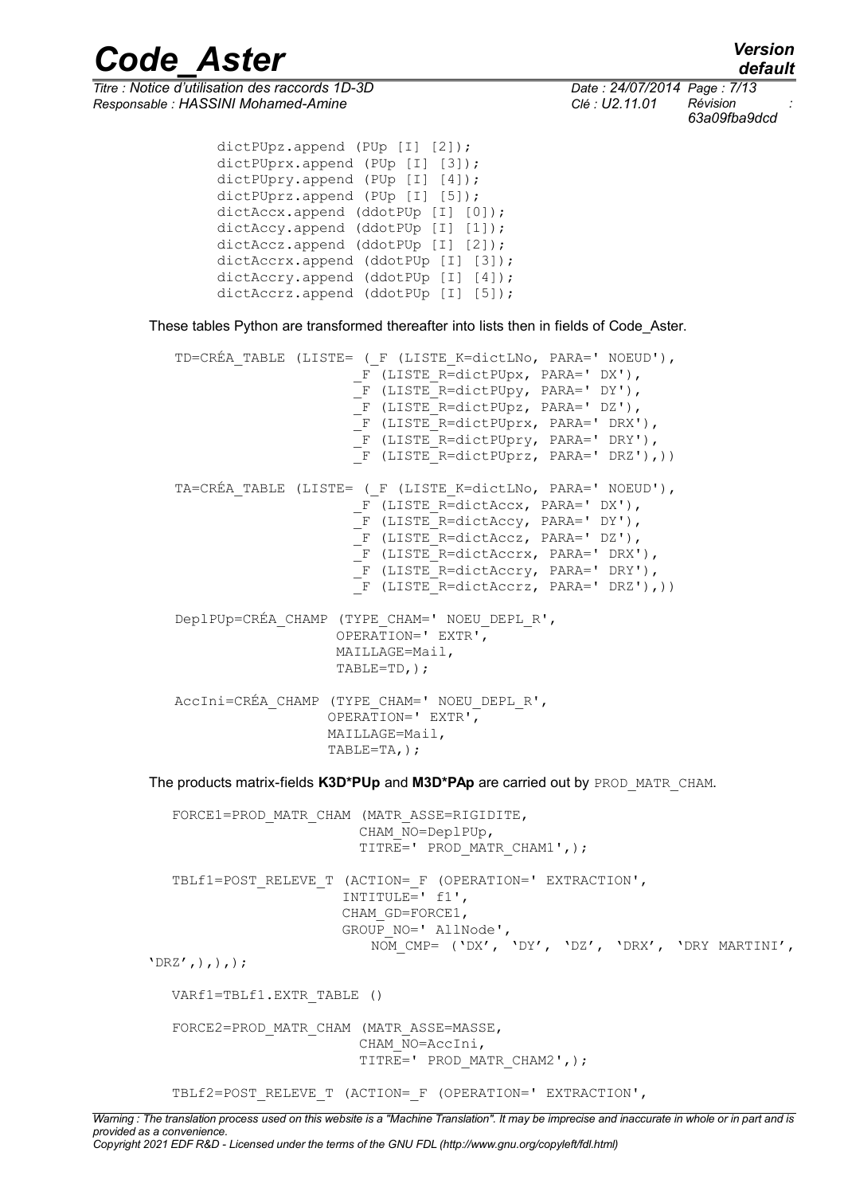```
        dictPUpz.append (PUp [I] [2]);
        dictPUprx.append (PUp [I] [3]);
        dictPUpry.append (PUp [I] [4]);
        dictPUprz.append (PUp [I] [5]);
        dictAccx.append (ddotPUp [I] [0]);
        dictAccy.append (ddotPUp [I] [1]);
        dictAccz.append (ddotPUp [I] [2]);
        dictAccrx.append (ddotPUp [I] [3]);
        dictAccry.append (ddotPUp [I] [4]);
        dictAccrz.append (ddotPUp [I] [5]);
```

These tables Python are transformed thereafter into lists then in fields of Code_Aster.

```
   TD=CRÉA_TABLE (LISTE= (_F (LISTE_K=dictLNo, PARA=' NOEUD'),
                          _F (LISTE_R=dictPUpx, PARA=' DX'),
                          _F (LISTE_R=dictPUpy, PARA=' DY'),
                          _F (LISTE_R=dictPUpz, PARA=' DZ'),
                          _F (LISTE_R=dictPUprx, PARA=' DRX'),
                          _F (LISTE_R=dictPUpry, PARA=' DRY'),
                          _F (LISTE_R=dictPUprz, PARA=' DRZ'),))

   TA=CRÉA_TABLE (LISTE= (_F (LISTE_K=dictLNo, PARA=' NOEUD'),
                          _F (LISTE_R=dictAccx, PARA=' DX'),
                          _F (LISTE_R=dictAccy, PARA=' DY'),
                          _F (LISTE_R=dictAccz, PARA=' DZ'),
                          _F (LISTE_R=dictAccrx, PARA=' DRX'),
                          _F (LISTE_R=dictAccry, PARA=' DRY'),
                          _F (LISTE_R=dictAccrz, PARA=' DRZ'),))

   DeplPUp=CRÉA_CHAMP (TYPE_CHAM=' NOEU_DEPL_R',
                       OPERATION=' EXTR',
                       MAILLAGE=Mail,
                       TABLE=TD,);

   AccIni=CRÉA_CHAMP (TYPE_CHAM=' NOEU_DEPL_R',
                      OPERATION=' EXTR',
                      MAILLAGE=Mail,
                      TABLE=TA,);
```

The products matrix-fields **K3D*PUp** and **M3D*PAp** are carried out by PROD_MATR_CHAM.

```
   FORCE1=PROD_MATR_CHAM (MATR_ASSE=RIGIDITE,
                          CHAM_NO=DeplPUp,
                          TITRE=' PROD_MATR_CHAM1',);

   TBLf1=POST_RELEVE_T (ACTION=_F (OPERATION=' EXTRACTION',
                        INTITULE=' f1',
                        CHAM_GD=FORCE1,
                        GROUP_NO=' AllNode',
                           NOM_CMP= ('DX', 'DY', 'DZ', 'DRX', 'DRY MARTINI',
'DRZ',),),);

   VARf1=TBLf1.EXTR_TABLE ()

   FORCE2=PROD_MATR_CHAM (MATR_ASSE=MASSE,
                          CHAM_NO=AccIni,
                          TITRE=' PROD_MATR_CHAM2',);

   TBLf2=POST_RELEVE_T (ACTION=_F (OPERATION=' EXTRACTION',
```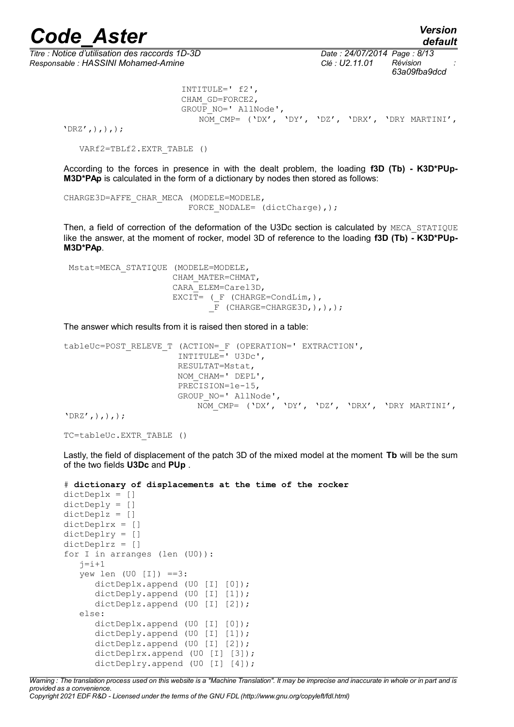```
                         INTITULE=' f2',
                         CHAM_GD=FORCE2,
                         GROUP_NO=' AllNode',
                            NOM_CMP= ('DX', 'DY', 'DZ', 'DRX', 'DRY MARTINI',
'DRZ',),),);

   VARf2=TBLf2.EXTR_TABLE ()
```

According to the forces in presence in with the dealt problem, the loading **f3D (Tb) - K3D*PUp-M3D*PAp** is calculated in the form of a dictionary by nodes then stored as follows:

```
CHARGE3D=AFFE_CHAR_MECA (MODELE=MODELE,
                          FORCE_NODALE= (dictCharge),);
```

Then, a field of correction of the deformation of the U3Dc section is calculated by `MECA_STATIQUE` like the answer, at the moment of rocker, model 3D of reference to the loading **f3D (Tb) - K3D*PUp-M3D*PAp**.

```
 Mstat=MECA_STATIQUE (MODELE=MODELE,
                     CHAM_MATER=CHMAT,
                     CARA_ELEM=Carel3D,
                     EXCIT= (_F (CHARGE=CondLim,),
                            _F (CHARGE=CHARGE3D,),),);
```

The answer which results from it is raised then stored in a table:

```
tableUc=POST_RELEVE_T (ACTION=_F (OPERATION=' EXTRACTION',
                       INTITULE=' U3Dc',
                       RESULTAT=Mstat,
                       NOM_CHAM=' DEPL',
                       PRECISION=1e-15,
                       GROUP_NO=' AllNode',
                          NOM_CMP= ('DX', 'DY', 'DZ', 'DRX', 'DRY MARTINI',
'DRZ',),),);

TC=tableUc.EXTR_TABLE ()
```

Lastly, the field of displacement of the patch 3D of the mixed model at the moment **Tb** will be the sum of the two fields **U3Dc** and **PUp** .

```
# dictionary of displacements at the time of the rocker
dictDeplx = []
dictDeply = []
dictDeplz = []
dictDeplrx = []
dictDeplry = []
dictDeplrz = []
for I in arranges (len (U0)):
   j=i+1
   yew len (U0 [I]) ==3:
      dictDeplx.append (U0 [I] [0]);
      dictDeply.append (U0 [I] [1]);
      dictDeplz.append (U0 [I] [2]);
   else:
      dictDeplx.append (U0 [I] [0]);
      dictDeply.append (U0 [I] [1]);
      dictDeplz.append (U0 [I] [2]);
      dictDeplrx.append (U0 [I] [3]);
      dictDeplry.append (U0 [I] [4]);
```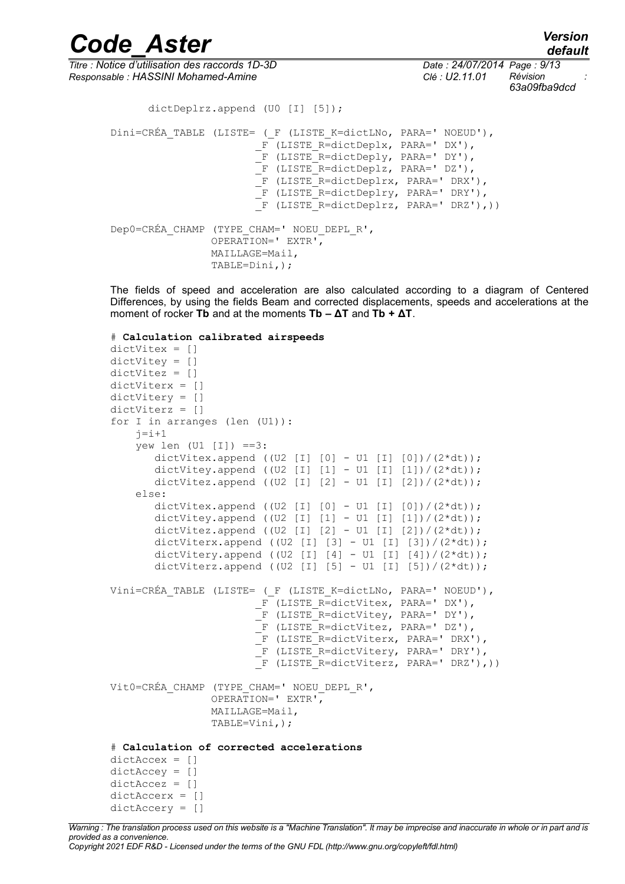```
        dictDeplrz.append (U0 [I] [5]);

Dini=CRÉA_TABLE (LISTE= (_F (LISTE_K=dictLNo, PARA=' NOEUD'),
                         _F (LISTE_R=dictDeplx, PARA=' DX'),
                         _F (LISTE_R=dictDeply, PARA=' DY'),
                         _F (LISTE_R=dictDeplz, PARA=' DZ'),
                         _F (LISTE_R=dictDeplrx, PARA=' DRX'),
                         _F (LISTE_R=dictDeplry, PARA=' DRY'),
                         _F (LISTE_R=dictDeplrz, PARA=' DRZ'),))

Dep0=CRÉA_CHAMP (TYPE_CHAM=' NOEU_DEPL_R',
                 OPERATION=' EXTR',
                 MAILLAGE=Mail,
                 TABLE=Dini,);
```

The fields of speed and acceleration are also calculated according to a diagram of Centered Differences, by using the fields Beam and corrected displacements, speeds and accelerations at the moment of rocker **Tb** and at the moments **Tb – ΔT** and **Tb + ΔT**.

```
# Calculation calibrated airspeeds
dictVitex = []
dictVitey = []
dictVitez = []
dictViterx = []
dictVitery = []
dictViterz = []
for I in arranges (len (U1)):
    j=i+1
    yew len (U1 [I]) ==3:
       dictVitex.append ((U2 [I] [0] - U1 [I] [0])/(2*dt));
       dictVitey.append ((U2 [I] [1] - U1 [I] [1])/(2*dt));
       dictVitez.append ((U2 [I] [2] - U1 [I] [2])/(2*dt));
    else:
       dictVitex.append ((U2 [I] [0] - U1 [I] [0])/(2*dt));
       dictVitey.append ((U2 [I] [1] - U1 [I] [1])/(2*dt));
       dictVitez.append ((U2 [I] [2] - U1 [I] [2])/(2*dt));
       dictViterx.append ((U2 [I] [3] - U1 [I] [3])/(2*dt));
       dictVitery.append ((U2 [I] [4] - U1 [I] [4])/(2*dt));
       dictViterz.append ((U2 [I] [5] - U1 [I] [5])/(2*dt));

Vini=CRÉA_TABLE (LISTE= (_F (LISTE_K=dictLNo, PARA=' NOEUD'),
                         _F (LISTE_R=dictVitex, PARA=' DX'),
                         _F (LISTE_R=dictVitey, PARA=' DY'),
                         _F (LISTE_R=dictVitez, PARA=' DZ'),
                         _F (LISTE_R=dictViterx, PARA=' DRX'),
                         _F (LISTE_R=dictVitery, PARA=' DRY'),
                         _F (LISTE_R=dictViterz, PARA=' DRZ'),))

Vit0=CRÉA_CHAMP (TYPE_CHAM=' NOEU_DEPL_R',
                 OPERATION=' EXTR',
                 MAILLAGE=Mail,
                 TABLE=Vini,);

# Calculation of corrected accelerations
dictAccex = []
dictAccey = []
dictAccez = []
dictAccerx = []
dictAccery = []
```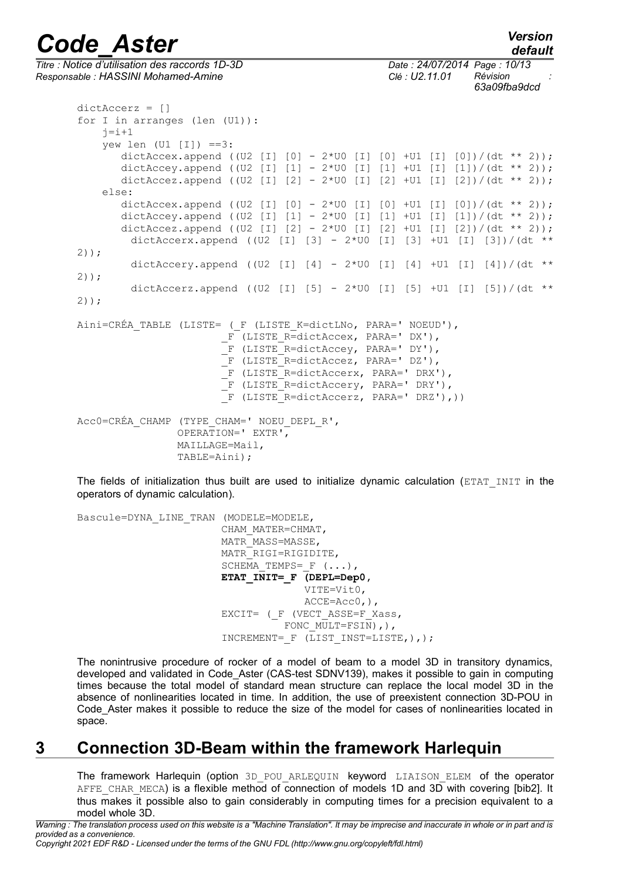```
dictAccerz = []
for I in arranges (len (U1)):
    j=i+1
    yew len (U1 [I]) ==3:
        dictAccex.append ((U2 [I] [0] - 2*U0 [I] [0] +U1 [I] [0])/(dt ** 2));
        dictAccey.append ((U2 [I] [1] - 2*U0 [I] [1] +U1 [I] [1])/(dt ** 2));
        dictAccez.append ((U2 [I] [2] - 2*U0 [I] [2] +U1 [I] [2])/(dt ** 2));
    else:
        dictAccex.append ((U2 [I] [0] - 2*U0 [I] [0] +U1 [I] [0])/(dt ** 2));
        dictAccey.append ((U2 [I] [1] - 2*U0 [I] [1] +U1 [I] [1])/(dt ** 2));
        dictAccez.append ((U2 [I] [2] - 2*U0 [I] [2] +U1 [I] [2])/(dt ** 2));
          dictAccerx.append ((U2 [I] [3] - 2*U0 [I] [3] +U1 [I] [3])/(dt ** 
2));
          dictAccery.append ((U2 [I] [4] - 2*U0 [I] [4] +U1 [I] [4])/(dt ** 
2));
          dictAccerz.append ((U2 [I] [5] - 2*U0 [I] [5] +U1 [I] [5])/(dt ** 
2));

Aini=CRÉA_TABLE (LISTE= (_F (LISTE_K=dictLNo, PARA=' NOEUD'),
                         _F (LISTE_R=dictAccex, PARA=' DX'),
                         _F (LISTE_R=dictAccey, PARA=' DY'),
                         _F (LISTE_R=dictAccez, PARA=' DZ'),
                         _F (LISTE_R=dictAccerx, PARA=' DRX'),
                         _F (LISTE_R=dictAccery, PARA=' DRY'),
                         _F (LISTE_R=dictAccerz, PARA=' DRZ'),))

Acc0=CRÉA_CHAMP (TYPE_CHAM=' NOEU_DEPL_R',
                 OPERATION=' EXTR',
                 MAILLAGE=Mail,
                 TABLE=Aini);
```

The fields of initialization thus built are used to initialize dynamic calculation (ETAT_INIT in the operators of dynamic calculation).

```
Bascule=DYNA_LINE_TRAN (MODELE=MODELE,
                        CHAM_MATER=CHMAT,
                        MATR_MASS=MASSE,
                        MATR_RIGI=RIGIDITE,
                        SCHEMA_TEMPS=_F (...),
                        ETAT_INIT=_F (DEPL=Dep0,
                                      VITE=Vit0,
                                      ACCE=Acc0,),
                        EXCIT= (_F (VECT_ASSE=F_Xass,
                                    FONC_MULT=FSIN),),
                        INCREMENT=_F (LIST_INST=LISTE,),);
```

The nonintrusive procedure of rocker of a model of beam to a model 3D in transitory dynamics, developed and validated in Code_Aster (CAS-test SDNV139), makes it possible to gain in computing times because the total model of standard mean structure can replace the local model 3D in the absence of nonlinearities located in time. In addition, the use of preexistent connection 3D-POU in Code_Aster makes it possible to reduce the size of the model for cases of nonlinearities located in space.

# 3 Connection 3D-Beam within the framework Harlequin

The framework Harlequin (option 3D_POU_ARLEQUIN keyword LIAISON_ELEM of the operator AFFE_CHAR_MECA) is a flexible method of connection of models 1D and 3D with covering [bib2]. It thus makes it possible also to gain considerably in computing times for a precision equivalent to a model whole 3D.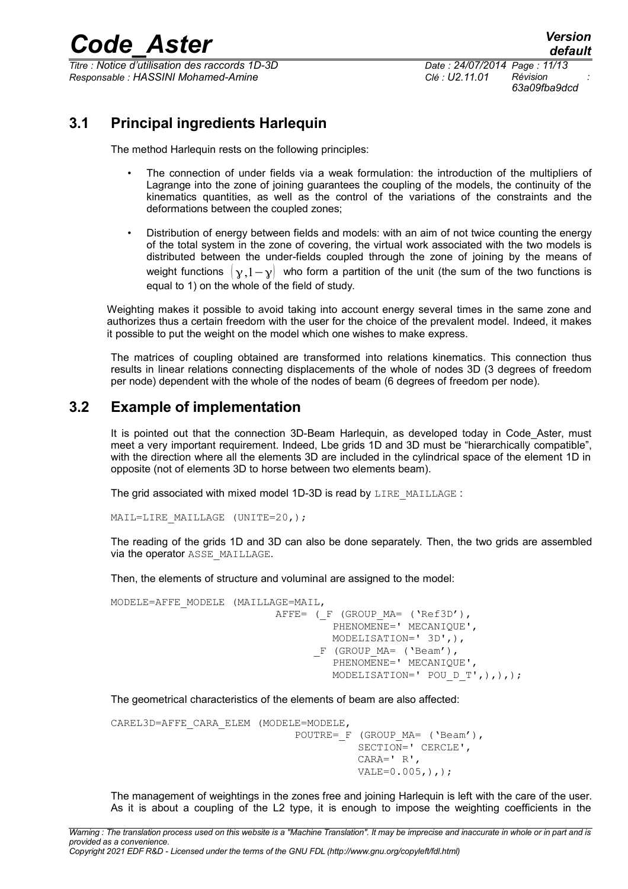## 3.1 Principal ingredients Harlequin

The method Harlequin rests on the following principles:

- The connection of under fields via a weak formulation: the introduction of the multipliers of Lagrange into the zone of joining guarantees the coupling of the models, the continuity of the kinematics quantities, as well as the control of the variations of the constraints and the deformations between the coupled zones;
- Distribution of energy between fields and models: with an aim of not twice counting the energy of the total system in the zone of covering, the virtual work associated with the two models is distributed between the under-fields coupled through the zone of joining by the means of weight functions $(\gamma, 1-\gamma)$ who form a partition of the unit (the sum of the two functions is equal to 1) on the whole of the field of study.

Weighting makes it possible to avoid taking into account energy several times in the same zone and authorizes thus a certain freedom with the user for the choice of the prevalent model. Indeed, it makes it possible to put the weight on the model which one wishes to make express.

The matrices of coupling obtained are transformed into relations kinematics. This connection thus results in linear relations connecting displacements of the whole of nodes 3D (3 degrees of freedom per node) dependent with the whole of the nodes of beam (6 degrees of freedom per node).

## 3.2 Example of implementation

It is pointed out that the connection 3D-Beam Harlequin, as developed today in Code_Aster, must meet a very important requirement. Indeed, Lbe grids 1D and 3D must be "hierarchically compatible", with the direction where all the elements 3D are included in the cylindrical space of the element 1D in opposite (not of elements 3D to horse between two elements beam).

The grid associated with mixed model 1D-3D is read by LIRE_MAILLAGE :

```
MAIL=LIRE_MAILLAGE (UNITE=20,);
```

The reading of the grids 1D and 3D can also be done separately. Then, the two grids are assembled via the operator ASSE_MAILLAGE.

Then, the elements of structure and voluminal are assigned to the model:

```
MODELE=AFFE_MODELE (MAILLAGE=MAIL,
                         AFFE= (_F (GROUP_MA= ('Ref3D'),
                                   PHENOMENE=' MECANIQUE',
                                   MODELISATION=' 3D',),
                                _F (GROUP_MA= ('Beam'),
                                   PHENOMENE=' MECANIQUE',
                                   MODELISATION=' POU_D_T',),),);
```

The geometrical characteristics of the elements of beam are also affected:

```
CAREL3D=AFFE_CARA_ELEM (MODELE=MODELE,
                           POUTRE=_F (GROUP_MA= ('Beam'),
                                    SECTION=' CERCLE',
                                    CARA=' R',
                                    VALE=0.005,),);
```

The management of weightings in the zones free and joining Harlequin is left with the care of the user. As it is about a coupling of the L2 type, it is enough to impose the weighting coefficients in the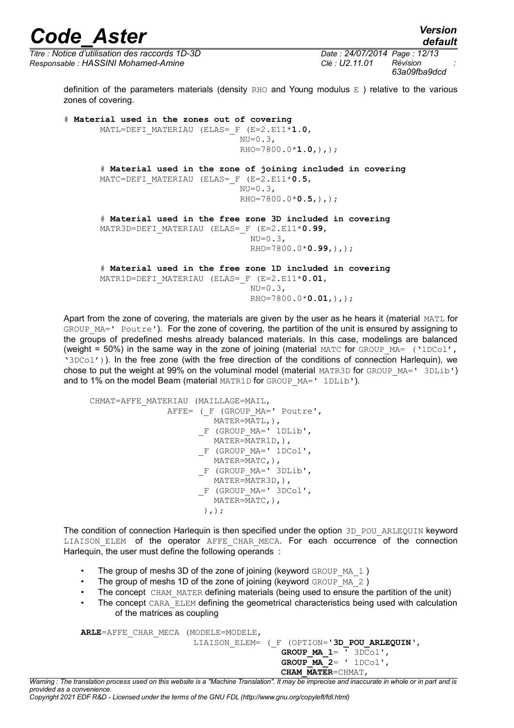definition of the parameters materials (density RHO and Young modulus E ) relative to the various zones of covering.

```
# Material used in the zones out of covering
       MATL=DEFI_MATERIAU (ELAS=_F (E=2.E11*1.0,
                                  NU=0.3,
                                  RHO=7800.0*1.0,),);

       # Material used in the zone of joining included in covering
       MATC=DEFI_MATERIAU (ELAS=_F (E=2.E11*0.5,
                                  NU=0.3,
                                  RHO=7800.0*0.5,),);

       # Material used in the free zone 3D included in covering
       MATR3D=DEFI_MATERIAU (ELAS=_F (E=2.E11*0.99,
                                    NU=0.3,
                                    RHO=7800.0*0.99,),);

       # Material used in the free zone 1D included in covering
       MATR1D=DEFI_MATERIAU (ELAS=_F (E=2.E11*0.01,
                                    NU=0.3,
                                    RHO=7800.0*0.01,),);
```

Apart from the zone of covering, the materials are given by the user as he hears it (material MATL for GROUP_MA=' Poutre'). For the zone of covering, the partition of the unit is ensured by assigning to the groups of predefined meshs already balanced materials. In this case, modelings are balanced (weight = 50%) in the same way in the zone of joining (material MATC for GROUP_MA= ('1DCol', '3DCol')). In the free zone (with the free direction of the conditions of connection Harlequin), we chose to put the weight at 99% on the voluminal model (material MATR3D for GROUP_MA=' 3DLib') and to 1% on the model Beam (material MATR1D for GROUP_MA=' 1DLib').

```
     CHMAT=AFFE_MATERIAU (MAILLAGE=MAIL,
                  AFFE= (_F (GROUP_MA=' Poutre',
                            MATER=MATL,),
                         _F (GROUP_MA=' 1DLib',
                            MATER=MATR1D,),
                         _F (GROUP_MA=' 1DCol',
                            MATER=MATC,),
                         _F (GROUP_MA=' 3DLib',
                            MATER=MATR3D,),
                         _F (GROUP_MA=' 3DCol',
                            MATER=MATC,),
                          ),);
```

The condition of connection Harlequin is then specified under the option 3D_POU_ARLEQUIN keyword LIAISON_ELEM of the operator AFFE_CHAR_MECA. For each occurrence of the connection Harlequin, the user must define the following operands :

- The group of meshs 3D of the zone of joining (keyword GROUP_MA_1 )
- The group of meshs 1D of the zone of joining (keyword GROUP_MA_2 )
- The concept CHAM_MATER defining materials (being used to ensure the partition of the unit)
- The concept CARA_ELEM defining the geometrical characteristics being used with calculation of the matrices as coupling

```
ARLE=AFFE_CHAR_MECA (MODELE=MODELE,
                     LIAISON_ELEM= (_F (OPTION='3D_POU_ARLEQUIN',
                                        GROUP_MA_1= ' 3DCol',
                                        GROUP_MA_2= ' 1DCol',
                                        CHAM_MATER=CHMAT,
```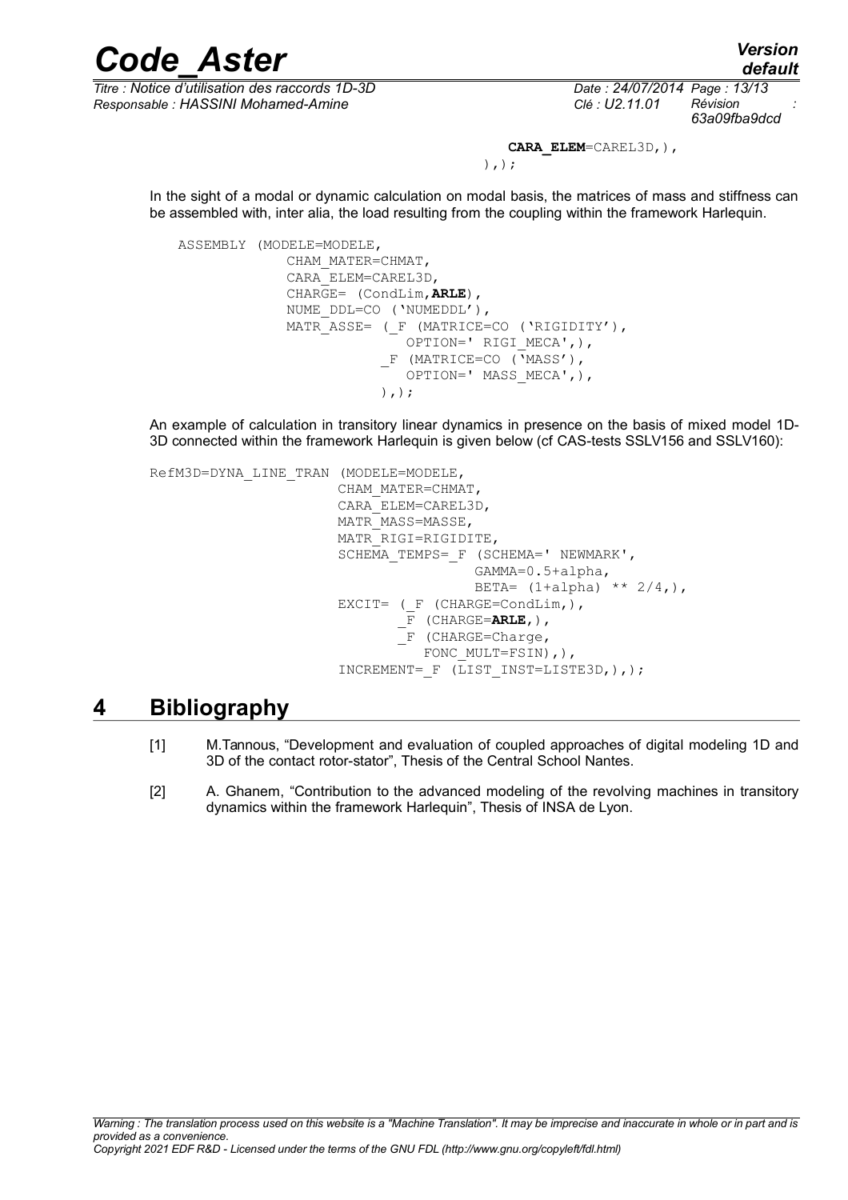```
                                    CARA_ELEM=CAREL3D,),
                              ),);
```

In the sight of a modal or dynamic calculation on modal basis, the matrices of mass and stiffness can be assembled with, inter alia, the load resulting from the coupling within the framework Harlequin.

```
ASSEMBLY (MODELE=MODELE,
          CHAM_MATER=CHMAT,
          CARA_ELEM=CAREL3D,
          CHARGE= (CondLim,ARLE),
          NUME_DDL=CO ('NUMEDDL'),
          MATR_ASSE= (_F (MATRICE=CO ('RIGIDITY'),
                         OPTION=' RIGI_MECA',),
                      _F (MATRICE=CO ('MASS'),
                         OPTION=' MASS_MECA',),
                      ),);
```

An example of calculation in transitory linear dynamics in presence on the basis of mixed model 1D-3D connected within the framework Harlequin is given below (cf CAS-tests SSLV156 and SSLV160):

```
RefM3D=DYNA_LINE_TRAN (MODELE=MODELE,
                       CHAM_MATER=CHMAT,
                       CARA_ELEM=CAREL3D,
                       MATR_MASS=MASSE,
                       MATR_RIGI=RIGIDITE,
                       SCHEMA_TEMPS=_F (SCHEMA=' NEWMARK',
                                       GAMMA=0.5+alpha,
                                       BETA= (1+alpha) ** 2/4,),
                       EXCIT= (_F (CHARGE=CondLim,),
                               _F (CHARGE=ARLE,),
                               _F (CHARGE=Charge,
                                  FONC_MULT=FSIN),),
                       INCREMENT=_F (LIST_INST=LISTE3D,),);
```

# 4 Bibliography

[1] M.Tannous, "Development and evaluation of coupled approaches of digital modeling 1D and 3D of the contact rotor-stator", Thesis of the Central School Nantes.

[2] A. Ghanem, "Contribution to the advanced modeling of the revolving machines in transitory dynamics within the framework Harlequin", Thesis of INSA de Lyon.